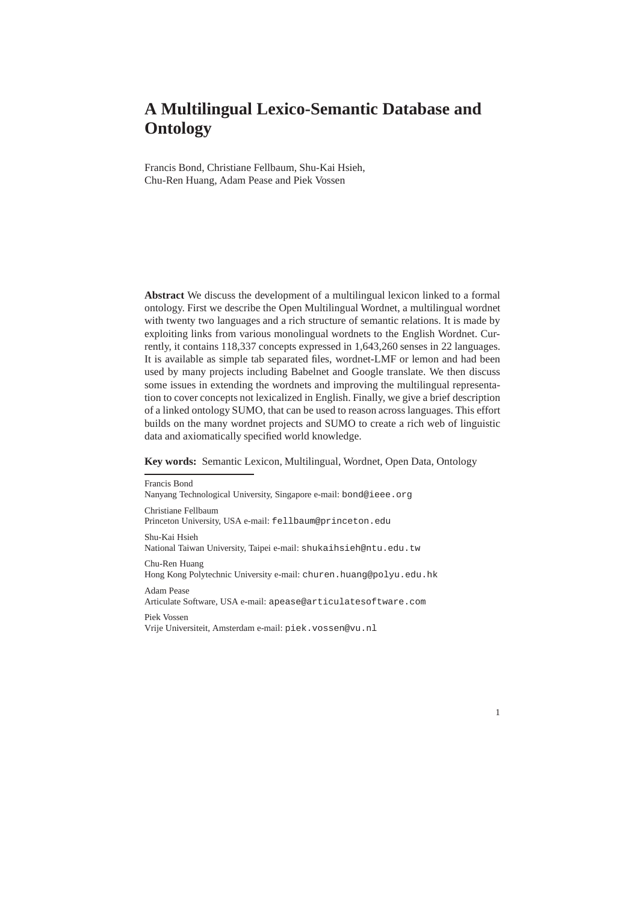# A Multilingual Lexico-Semantic Database and Ontology

Francis Bond, Christiane Fellbaum, Shu-Kai Hsieh, Chu-Ren Huang, Adam Pease and Piek Vossen

**Abstract** We discuss the development of a multilingual lexicon linked to a formal ontology. First we describe the Open Multilingual Wordnet, a multilingual wordnet with twenty two languages and a rich structure of semantic relations. It is made by exploiting links from various monolingual wordnets to the English Wordnet. Currently, it contains 118,337 concepts expressed in 1,643,260 senses in 22 languages. It is available as simple tab separated files, wordnet-LMF or lemon and had been used by many projects including Babelnet and Google translate. We then discuss some issues in extending the wordnets and improving the multilingual representation to cover concepts not lexicalized in English. Finally, we give a brief description of a linked ontology SUMO, that can be used to reason across languages. This effort builds on the many wordnet projects and SUMO to create a rich web of linguistic data and axiomatically specified world knowledge.

**Key words:** Semantic Lexicon, Multilingual, Wordnet, Open Data, Ontology

---

Francis Bond
Nanyang Technological University, Singapore e-mail: `bond@ieee.org`

Christiane Fellbaum
Princeton University, USA e-mail: `fellbaum@princeton.edu`

Shu-Kai Hsieh
National Taiwan University, Taipei e-mail: `shukaihsieh@ntu.edu.tw`

Chu-Ren Huang
Hong Kong Polytechnic University e-mail: `churen.huang@polyu.edu.hk`

Adam Pease
Articulate Software, USA e-mail: `apease@articulatesoftware.com`

Piek Vossen
Vrije Universiteit, Amsterdam e-mail: `piek.vossen@vu.nl`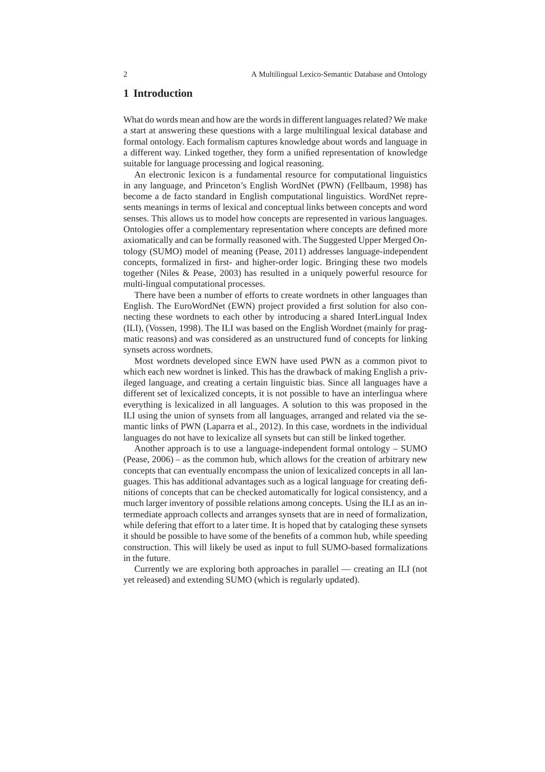## 1 Introduction

What do words mean and how are the words in different languages related? We make a start at answering these questions with a large multilingual lexical database and formal ontology. Each formalism captures knowledge about words and language in a different way. Linked together, they form a unified representation of knowledge suitable for language processing and logical reasoning.

An electronic lexicon is a fundamental resource for computational linguistics in any language, and Princeton's English WordNet (PWN) (Fellbaum, 1998) has become a de facto standard in English computational linguistics. WordNet represents meanings in terms of lexical and conceptual links between concepts and word senses. This allows us to model how concepts are represented in various languages. Ontologies offer a complementary representation where concepts are defined more axiomatically and can be formally reasoned with. The Suggested Upper Merged Ontology (SUMO) model of meaning (Pease, 2011) addresses language-independent concepts, formalized in first- and higher-order logic. Bringing these two models together (Niles & Pease, 2003) has resulted in a uniquely powerful resource for multi-lingual computational processes.

There have been a number of efforts to create wordnets in other languages than English. The EuroWordNet (EWN) project provided a first solution for also connecting these wordnets to each other by introducing a shared InterLingual Index (ILI), (Vossen, 1998). The ILI was based on the English Wordnet (mainly for pragmatic reasons) and was considered as an unstructured fund of concepts for linking synsets across wordnets.

Most wordnets developed since EWN have used PWN as a common pivot to which each new wordnet is linked. This has the drawback of making English a privileged language, and creating a certain linguistic bias. Since all languages have a different set of lexicalized concepts, it is not possible to have an interlingua where everything is lexicalized in all languages. A solution to this was proposed in the ILI using the union of synsets from all languages, arranged and related via the semantic links of PWN (Laparra et al., 2012). In this case, wordnets in the individual languages do not have to lexicalize all synsets but can still be linked together.

Another approach is to use a language-independent formal ontology – SUMO (Pease, 2006) – as the common hub, which allows for the creation of arbitrary new concepts that can eventually encompass the union of lexicalized concepts in all languages. This has additional advantages such as a logical language for creating definitions of concepts that can be checked automatically for logical consistency, and a much larger inventory of possible relations among concepts. Using the ILI as an intermediate approach collects and arranges synsets that are in need of formalization, while defering that effort to a later time. It is hoped that by cataloging these synsets it should be possible to have some of the benefits of a common hub, while speeding construction. This will likely be used as input to full SUMO-based formalizations in the future.

Currently we are exploring both approaches in parallel — creating an ILI (not yet released) and extending SUMO (which is regularly updated).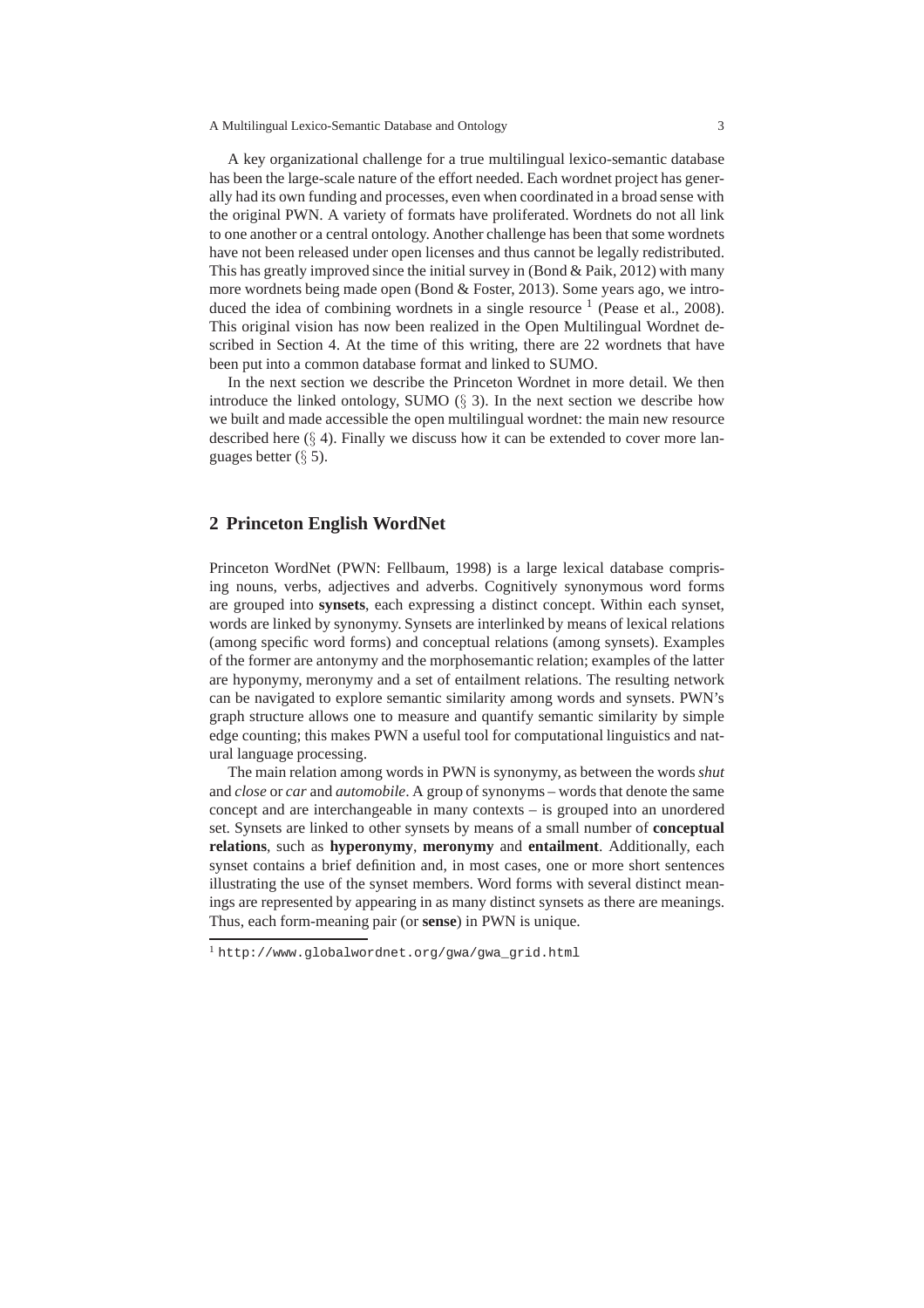A key organizational challenge for a true multilingual lexico-semantic database has been the large-scale nature of the effort needed. Each wordnet project has generally had its own funding and processes, even when coordinated in a broad sense with the original PWN. A variety of formats have proliferated. Wordnets do not all link to one another or a central ontology. Another challenge has been that some wordnets have not been released under open licenses and thus cannot be legally redistributed. This has greatly improved since the initial survey in (Bond & Paik, 2012) with many more wordnets being made open (Bond & Foster, 2013). Some years ago, we introduced the idea of combining wordnets in a single resource [1] (Pease et al., 2008). This original vision has now been realized in the Open Multilingual Wordnet described in Section 4. At the time of this writing, there are 22 wordnets that have been put into a common database format and linked to SUMO.

In the next section we describe the Princeton Wordnet in more detail. We then introduce the linked ontology, SUMO (§ 3). In the next section we describe how we built and made accessible the open multilingual wordnet: the main new resource described here (§ 4). Finally we discuss how it can be extended to cover more languages better (§ 5).

## 2 Princeton English WordNet

Princeton WordNet (PWN: Fellbaum, 1998) is a large lexical database comprising nouns, verbs, adjectives and adverbs. Cognitively synonymous word forms are grouped into **synsets**, each expressing a distinct concept. Within each synset, words are linked by synonymy. Synsets are interlinked by means of lexical relations (among specific word forms) and conceptual relations (among synsets). Examples of the former are antonymy and the morphosemantic relation; examples of the latter are hyponymy, meronymy and a set of entailment relations. The resulting network can be navigated to explore semantic similarity among words and synsets. PWN's graph structure allows one to measure and quantify semantic similarity by simple edge counting; this makes PWN a useful tool for computational linguistics and natural language processing.

The main relation among words in PWN is synonymy, as between the words *shut* and *close* or *car* and *automobile*. A group of synonyms – words that denote the same concept and are interchangeable in many contexts – is grouped into an unordered set. Synsets are linked to other synsets by means of a small number of **conceptual relations**, such as **hyperonymy**, **meronymy** and **entailment**. Additionally, each synset contains a brief definition and, in most cases, one or more short sentences illustrating the use of the synset members. Word forms with several distinct meanings are represented by appearing in as many distinct synsets as there are meanings. Thus, each form-meaning pair (or **sense**) in PWN is unique.

[1] http://www.globalwordnet.org/gwa/gwa_grid.html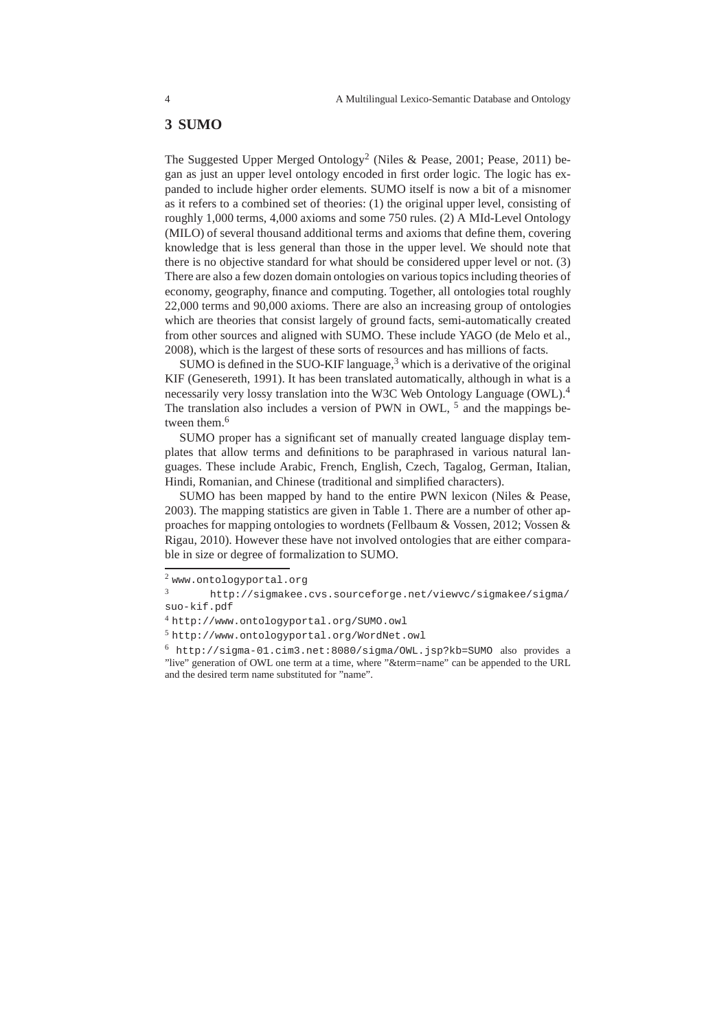## 3 SUMO

The Suggested Upper Merged Ontology[2] (Niles & Pease, 2001; Pease, 2011) began as just an upper level ontology encoded in first order logic. The logic has expanded to include higher order elements. SUMO itself is now a bit of a misnomer as it refers to a combined set of theories: (1) the original upper level, consisting of roughly 1,000 terms, 4,000 axioms and some 750 rules. (2) A MId-Level Ontology (MILO) of several thousand additional terms and axioms that define them, covering knowledge that is less general than those in the upper level. We should note that there is no objective standard for what should be considered upper level or not. (3) There are also a few dozen domain ontologies on various topics including theories of economy, geography, finance and computing. Together, all ontologies total roughly 22,000 terms and 90,000 axioms. There are also an increasing group of ontologies which are theories that consist largely of ground facts, semi-automatically created from other sources and aligned with SUMO. These include YAGO (de Melo et al., 2008), which is the largest of these sorts of resources and has millions of facts.

SUMO is defined in the SUO-KIF language,[3] which is a derivative of the original KIF (Genesereth, 1991). It has been translated automatically, although in what is a necessarily very lossy translation into the W3C Web Ontology Language (OWL).[4] The translation also includes a version of PWN in OWL, [5] and the mappings between them.[6]

SUMO proper has a significant set of manually created language display templates that allow terms and definitions to be paraphrased in various natural languages. These include Arabic, French, English, Czech, Tagalog, German, Italian, Hindi, Romanian, and Chinese (traditional and simplified characters).

SUMO has been mapped by hand to the entire PWN lexicon (Niles & Pease, 2003). The mapping statistics are given in Table 1. There are a number of other approaches for mapping ontologies to wordnets (Fellbaum & Vossen, 2012; Vossen & Rigau, 2010). However these have not involved ontologies that are either comparable in size or degree of formalization to SUMO.

---

[2] `www.ontologyportal.org`

[3] `http://sigmakee.cvs.sourceforge.net/viewvc/sigmakee/sigma/suo-kif.pdf`

[4] `http://www.ontologyportal.org/SUMO.owl`

[5] `http://www.ontologyportal.org/WordNet.owl`

[6] `http://sigma-01.cim3.net:8080/sigma/OWL.jsp?kb=SUMO` also provides a "live" generation of OWL one term at a time, where "&term=name" can be appended to the URL and the desired term name substituted for "name".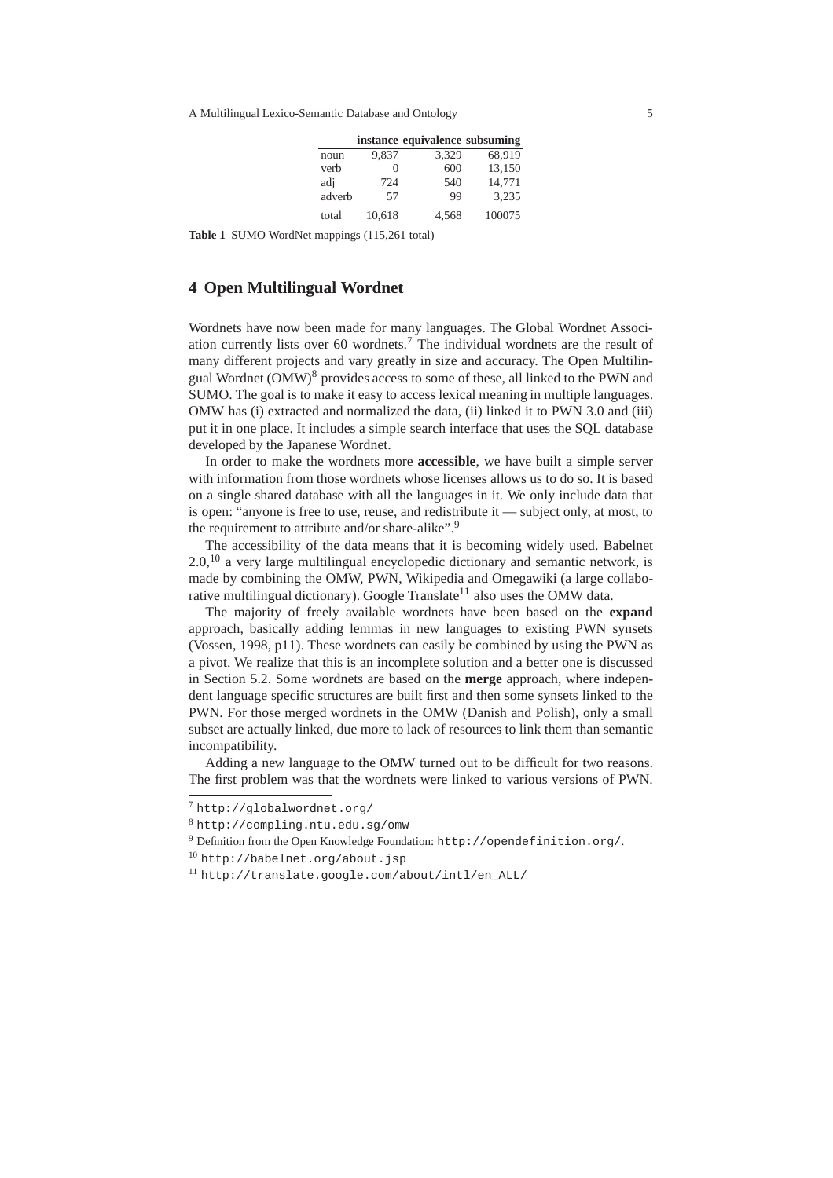| | **instance** | **equivalence** | **subsuming** |
|---|---|---|---|
| noun | 9,837 | 3,329 | 68,919 |
| verb | 0 | 600 | 13,150 |
| adj | 724 | 540 | 14,771 |
| adverb | 57 | 99 | 3,235 |
| total | 10,618 | 4,568 | 100075 |

**Table 1** SUMO WordNet mappings (115,261 total)

## 4 Open Multilingual Wordnet

Wordnets have now been made for many languages. The Global Wordnet Association currently lists over 60 wordnets.[7] The individual wordnets are the result of many different projects and vary greatly in size and accuracy. The Open Multilingual Wordnet (OMW)[8] provides access to some of these, all linked to the PWN and SUMO. The goal is to make it easy to access lexical meaning in multiple languages. OMW has (i) extracted and normalized the data, (ii) linked it to PWN 3.0 and (iii) put it in one place. It includes a simple search interface that uses the SQL database developed by the Japanese Wordnet.

In order to make the wordnets more **accessible**, we have built a simple server with information from those wordnets whose licenses allows us to do so. It is based on a single shared database with all the languages in it. We only include data that is open: "anyone is free to use, reuse, and redistribute it — subject only, at most, to the requirement to attribute and/or share-alike".[9]

The accessibility of the data means that it is becoming widely used. Babelnet 2.0,[10] a very large multilingual encyclopedic dictionary and semantic network, is made by combining the OMW, PWN, Wikipedia and Omegawiki (a large collaborative multilingual dictionary). Google Translate[11] also uses the OMW data.

The majority of freely available wordnets have been based on the **expand** approach, basically adding lemmas in new languages to existing PWN synsets (Vossen, 1998, p11). These wordnets can easily be combined by using the PWN as a pivot. We realize that this is an incomplete solution and a better one is discussed in Section 5.2. Some wordnets are based on the **merge** approach, where independent language specific structures are built first and then some synsets linked to the PWN. For those merged wordnets in the OMW (Danish and Polish), only a small subset are actually linked, due more to lack of resources to link them than semantic incompatibility.

Adding a new language to the OMW turned out to be difficult for two reasons. The first problem was that the wordnets were linked to various versions of PWN.

---

[7] `http://globalwordnet.org/`

[8] `http://compling.ntu.edu.sg/omw`

[9] Definition from the Open Knowledge Foundation: `http://opendefinition.org/`.

[10] `http://babelnet.org/about.jsp`

[11] `http://translate.google.com/about/intl/en_ALL/`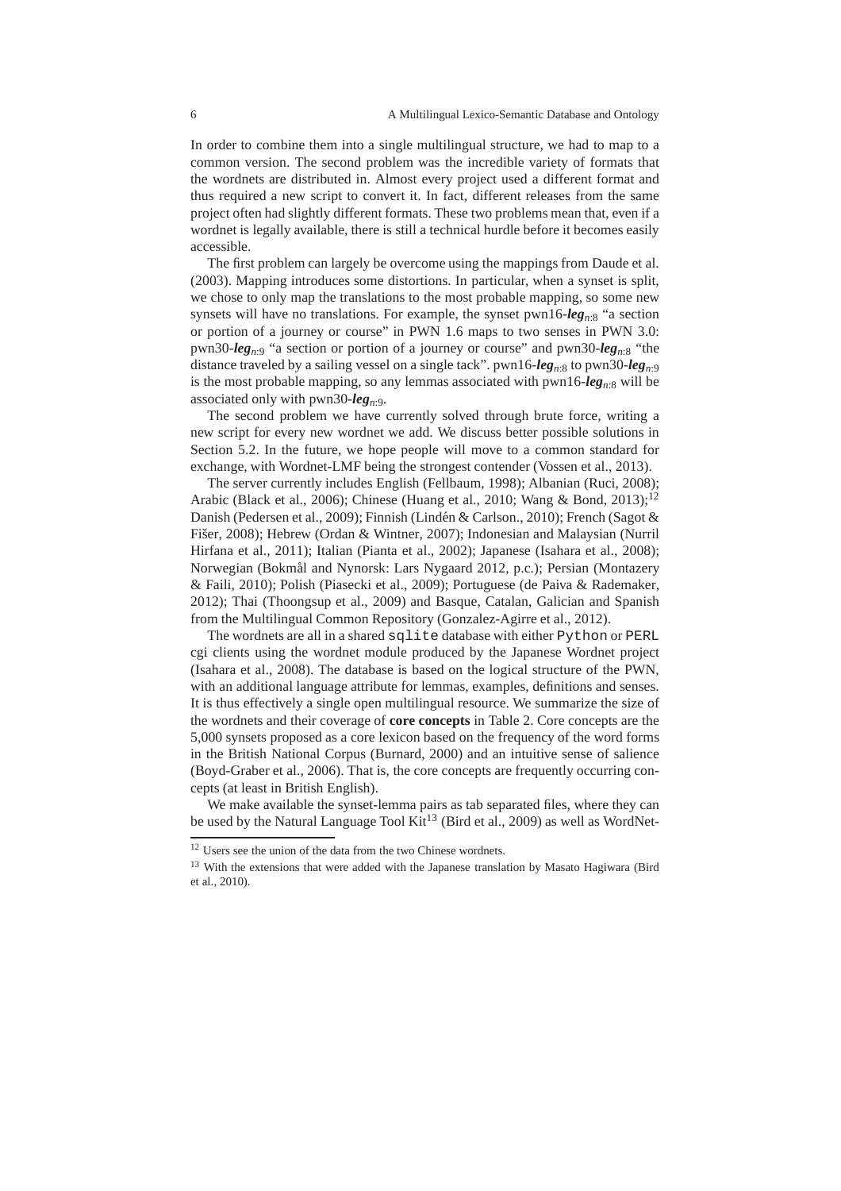In order to combine them into a single multilingual structure, we had to map to a common version. The second problem was the incredible variety of formats that the wordnets are distributed in. Almost every project used a different format and thus required a new script to convert it. In fact, different releases from the same project often had slightly different formats. These two problems mean that, even if a wordnet is legally available, there is still a technical hurdle before it becomes easily accessible.

The first problem can largely be overcome using the mappings from Daude et al. (2003). Mapping introduces some distortions. In particular, when a synset is split, we chose to only map the translations to the most probable mapping, so some new synsets will have no translations. For example, the synset pwn16-***leg***$_{n:8}$ "a section or portion of a journey or course" in PWN 1.6 maps to two senses in PWN 3.0: pwn30-***leg***$_{n:9}$ "a section or portion of a journey or course" and pwn30-***leg***$_{n:8}$ "the distance traveled by a sailing vessel on a single tack". pwn16-***leg***$_{n:8}$ to pwn30-***leg***$_{n:9}$ is the most probable mapping, so any lemmas associated with pwn16-***leg***$_{n:8}$ will be associated only with pwn30-***leg***$_{n:9}$.

The second problem we have currently solved through brute force, writing a new script for every new wordnet we add. We discuss better possible solutions in Section 5.2. In the future, we hope people will move to a common standard for exchange, with Wordnet-LMF being the strongest contender (Vossen et al., 2013).

The server currently includes English (Fellbaum, 1998); Albanian (Ruci, 2008); Arabic (Black et al., 2006); Chinese (Huang et al., 2010; Wang & Bond, 2013);[12] Danish (Pedersen et al., 2009); Finnish (Lindén & Carlson., 2010); French (Sagot & Fišer, 2008); Hebrew (Ordan & Wintner, 2007); Indonesian and Malaysian (Nurril Hirfana et al., 2011); Italian (Pianta et al., 2002); Japanese (Isahara et al., 2008); Norwegian (Bokmål and Nynorsk: Lars Nygaard 2012, p.c.); Persian (Montazery & Faili, 2010); Polish (Piasecki et al., 2009); Portuguese (de Paiva & Rademaker, 2012); Thai (Thoongsup et al., 2009) and Basque, Catalan, Galician and Spanish from the Multilingual Common Repository (Gonzalez-Agirre et al., 2012).

The wordnets are all in a shared `sqlite` database with either `Python` or `PERL` cgi clients using the wordnet module produced by the Japanese Wordnet project (Isahara et al., 2008). The database is based on the logical structure of the PWN, with an additional language attribute for lemmas, examples, definitions and senses. It is thus effectively a single open multilingual resource. We summarize the size of the wordnets and their coverage of **core concepts** in Table 2. Core concepts are the 5,000 synsets proposed as a core lexicon based on the frequency of the word forms in the British National Corpus (Burnard, 2000) and an intuitive sense of salience (Boyd-Graber et al., 2006). That is, the core concepts are frequently occurring concepts (at least in British English).

We make available the synset-lemma pairs as tab separated files, where they can be used by the Natural Language Tool Kit[13] (Bird et al., 2009) as well as WordNet-

[12] Users see the union of the data from the two Chinese wordnets.

[13] With the extensions that were added with the Japanese translation by Masato Hagiwara (Bird et al., 2010).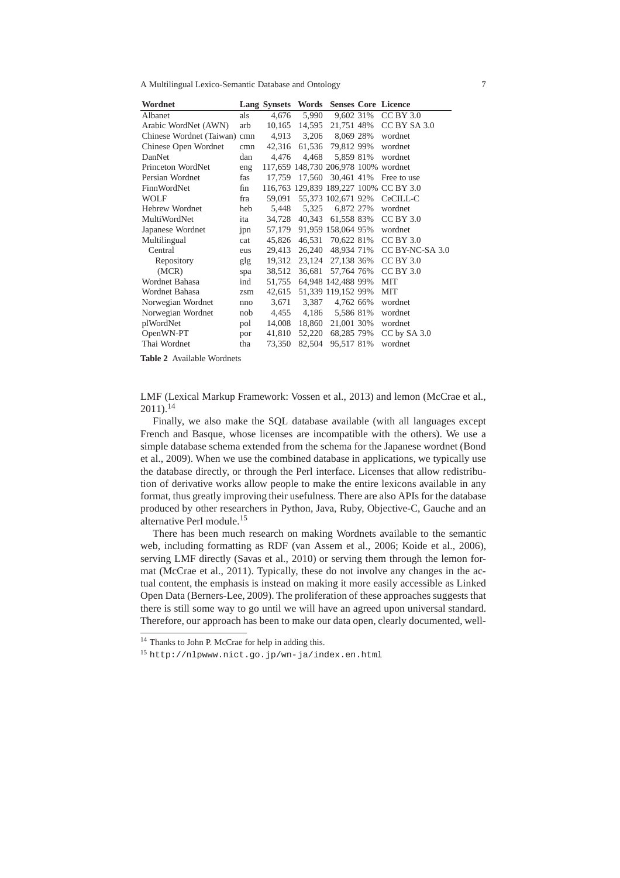| Wordnet | Lang | Synsets | Words | Senses | Core | Licence |
|---|---|---|---|---|---|---|
| Albanet | als | 4,676 | 5,990 | 9,602 | 31% | CC BY 3.0 |
| Arabic WordNet (AWN) | arb | 10,165 | 14,595 | 21,751 | 48% | CC BY SA 3.0 |
| Chinese Wordnet (Taiwan) | cmn | 4,913 | 3,206 | 8,069 | 28% | wordnet |
| Chinese Open Wordnet | cmn | 42,316 | 61,536 | 79,812 | 99% | wordnet |
| DanNet | dan | 4,476 | 4,468 | 5,859 | 81% | wordnet |
| Princeton WordNet | eng | 117,659 | 148,730 | 206,978 | 100% | wordnet |
| Persian Wordnet | fas | 17,759 | 17,560 | 30,461 | 41% | Free to use |
| FinnWordNet | fin | 116,763 | 129,839 | 189,227 | 100% | CC BY 3.0 |
| WOLF | fra | 59,091 | 55,373 | 102,671 | 92% | CeCILL-C |
| Hebrew Wordnet | heb | 5,448 | 5,325 | 6,872 | 27% | wordnet |
| MultiWordNet | ita | 34,728 | 40,343 | 61,558 | 83% | CC BY 3.0 |
| Japanese Wordnet | jpn | 57,179 | 91,959 | 158,064 | 95% | wordnet |
| Multilingual | cat | 45,826 | 46,531 | 70,622 | 81% | CC BY 3.0 |
| Central | eus | 29,413 | 26,240 | 48,934 | 71% | CC BY-NC-SA 3.0 |
| Repository | glg | 19,312 | 23,124 | 27,138 | 36% | CC BY 3.0 |
| (MCR) | spa | 38,512 | 36,681 | 57,764 | 76% | CC BY 3.0 |
| Wordnet Bahasa | ind | 51,755 | 64,948 | 142,488 | 99% | MIT |
| Wordnet Bahasa | zsm | 42,615 | 51,339 | 119,152 | 99% | MIT |
| Norwegian Wordnet | nno | 3,671 | 3,387 | 4,762 | 66% | wordnet |
| Norwegian Wordnet | nob | 4,455 | 4,186 | 5,586 | 81% | wordnet |
| plWordNet | pol | 14,008 | 18,860 | 21,001 | 30% | wordnet |
| OpenWN-PT | por | 41,810 | 52,220 | 68,285 | 79% | CC by SA 3.0 |
| Thai Wordnet | tha | 73,350 | 82,504 | 95,517 | 81% | wordnet |

**Table 2** Available Wordnets

LMF (Lexical Markup Framework: Vossen et al., 2013) and lemon (McCrae et al., 2011).[14]

Finally, we also make the SQL database available (with all languages except French and Basque, whose licenses are incompatible with the others). We use a simple database schema extended from the schema for the Japanese wordnet (Bond et al., 2009). When we use the combined database in applications, we typically use the database directly, or through the Perl interface. Licenses that allow redistribution of derivative works allow people to make the entire lexicons available in any format, thus greatly improving their usefulness. There are also APIs for the database produced by other researchers in Python, Java, Ruby, Objective-C, Gauche and an alternative Perl module.[15]

There has been much research on making Wordnets available to the semantic web, including formatting as RDF (van Assem et al., 2006; Koide et al., 2006), serving LMF directly (Savas et al., 2010) or serving them through the lemon format (McCrae et al., 2011). Typically, these do not involve any changes in the actual content, the emphasis is instead on making it more easily accessible as Linked Open Data (Berners-Lee, 2009). The proliferation of these approaches suggests that there is still some way to go until we will have an agreed upon universal standard. Therefore, our approach has been to make our data open, clearly documented, well-

[14] Thanks to John P. McCrae for help in adding this.

[15] http://nlpwww.nict.go.jp/wn-ja/index.en.html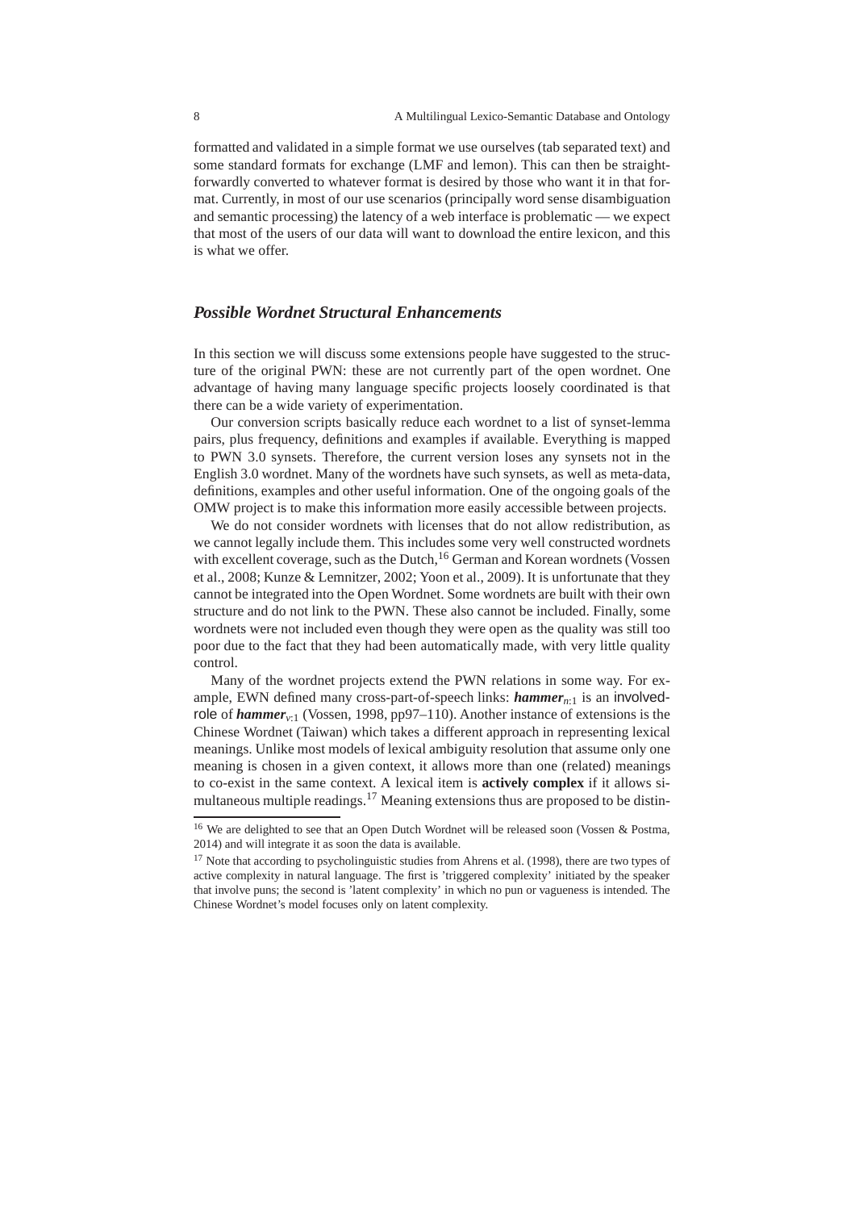formatted and validated in a simple format we use ourselves (tab separated text) and some standard formats for exchange (LMF and lemon). This can then be straightforwardly converted to whatever format is desired by those who want it in that format. Currently, in most of our use scenarios (principally word sense disambiguation and semantic processing) the latency of a web interface is problematic — we expect that most of the users of our data will want to download the entire lexicon, and this is what we offer.

## *Possible Wordnet Structural Enhancements*

In this section we will discuss some extensions people have suggested to the structure of the original PWN: these are not currently part of the open wordnet. One advantage of having many language specific projects loosely coordinated is that there can be a wide variety of experimentation.

Our conversion scripts basically reduce each wordnet to a list of synset-lemma pairs, plus frequency, definitions and examples if available. Everything is mapped to PWN 3.0 synsets. Therefore, the current version loses any synsets not in the English 3.0 wordnet. Many of the wordnets have such synsets, as well as meta-data, definitions, examples and other useful information. One of the ongoing goals of the OMW project is to make this information more easily accessible between projects.

We do not consider wordnets with licenses that do not allow redistribution, as we cannot legally include them. This includes some very well constructed wordnets with excellent coverage, such as the Dutch,[16] German and Korean wordnets (Vossen et al., 2008; Kunze & Lemnitzer, 2002; Yoon et al., 2009). It is unfortunate that they cannot be integrated into the Open Wordnet. Some wordnets are built with their own structure and do not link to the PWN. These also cannot be included. Finally, some wordnets were not included even though they were open as the quality was still too poor due to the fact that they had been automatically made, with very little quality control.

Many of the wordnet projects extend the PWN relations in some way. For example, EWN defined many cross-part-of-speech links: ***hammer***$_{n:1}$ is an involved-role of ***hammer***$_{v:1}$ (Vossen, 1998, pp97–110). Another instance of extensions is the Chinese Wordnet (Taiwan) which takes a different approach in representing lexical meanings. Unlike most models of lexical ambiguity resolution that assume only one meaning is chosen in a given context, it allows more than one (related) meanings to co-exist in the same context. A lexical item is **actively complex** if it allows simultaneous multiple readings.[17] Meaning extensions thus are proposed to be distin-

[16] We are delighted to see that an Open Dutch Wordnet will be released soon (Vossen & Postma, 2014) and will integrate it as soon the data is available.

[17] Note that according to psycholinguistic studies from Ahrens et al. (1998), there are two types of active complexity in natural language. The first is 'triggered complexity' initiated by the speaker that involve puns; the second is 'latent complexity' in which no pun or vagueness is intended. The Chinese Wordnet's model focuses only on latent complexity.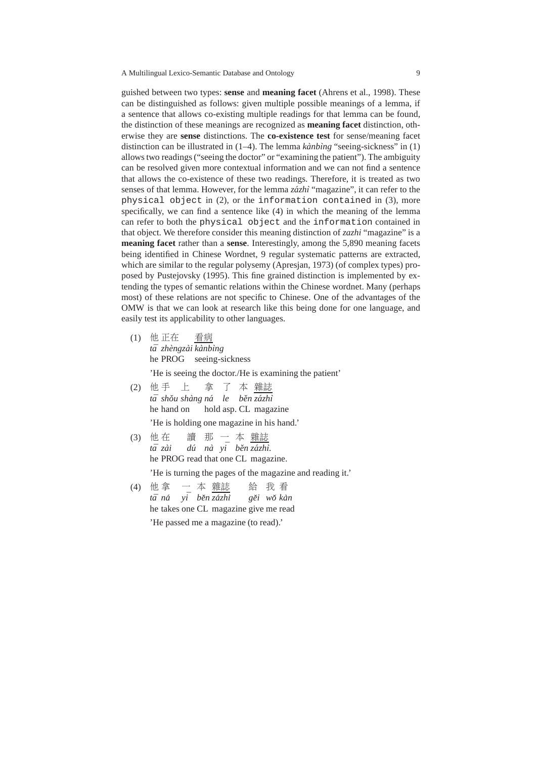guished between two types: **sense** and **meaning facet** (Ahrens et al., 1998). These can be distinguished as follows: given multiple possible meanings of a lemma, if a sentence that allows co-existing multiple readings for that lemma can be found, the distinction of these meanings are recognized as **meaning facet** distinction, otherwise they are **sense** distinctions. The **co-existence test** for sense/meaning facet distinction can be illustrated in (1–4). The lemma *kànbìng* "seeing-sickness" in (1) allows two readings ("seeing the doctor" or "examining the patient"). The ambiguity can be resolved given more contextual information and we can not find a sentence that allows the co-existence of these two readings. Therefore, it is treated as two senses of that lemma. However, for the lemma *zázhì* "magazine", it can refer to the `physical object` in (2), or the `information contained` in (3), more specifically, we can find a sentence like (4) in which the meaning of the lemma can refer to both the `physical object` and the `information` contained in that object. We therefore consider this meaning distinction of *zazhi* "magazine" is a **meaning facet** rather than a **sense**. Interestingly, among the 5,890 meaning facets being identified in Chinese Wordnet, 9 regular systematic patterns are extracted, which are similar to the regular polysemy (Apresjan, 1973) (of complex types) proposed by Pustejovsky (1995). This fine grained distinction is implemented by extending the types of semantic relations within the Chinese wordnet. Many (perhaps most) of these relations are not specific to Chinese. One of the advantages of the OMW is that we can look at research like this being done for one language, and easily test its applicability to other languages.

(1) 他 正在 <u>看病</u>
*tā zhèngzài kànbìng*
he PROG seeing-sickness
'He is seeing the doctor./He is examining the patient'

(2) 他 手 上 拿 了 本 <u>雜誌</u>
*tā shǒu shàng ná le běn zázhì*
he hand on hold asp. CL magazine
'He is holding one magazine in his hand.'

(3) 他 在 讀 那 一 本 <u>雜誌</u>
*tā zài dú nà yi běn zázhì.*
he PROG read that one CL magazine.
'He is turning the pages of the magazine and reading it.'

(4) 他 拿 一 本 <u>雜誌</u> 給 我 看
*tā ná yi běn zázhì gěi wǒ kàn*
he takes one CL magazine give me read
'He passed me a magazine (to read).'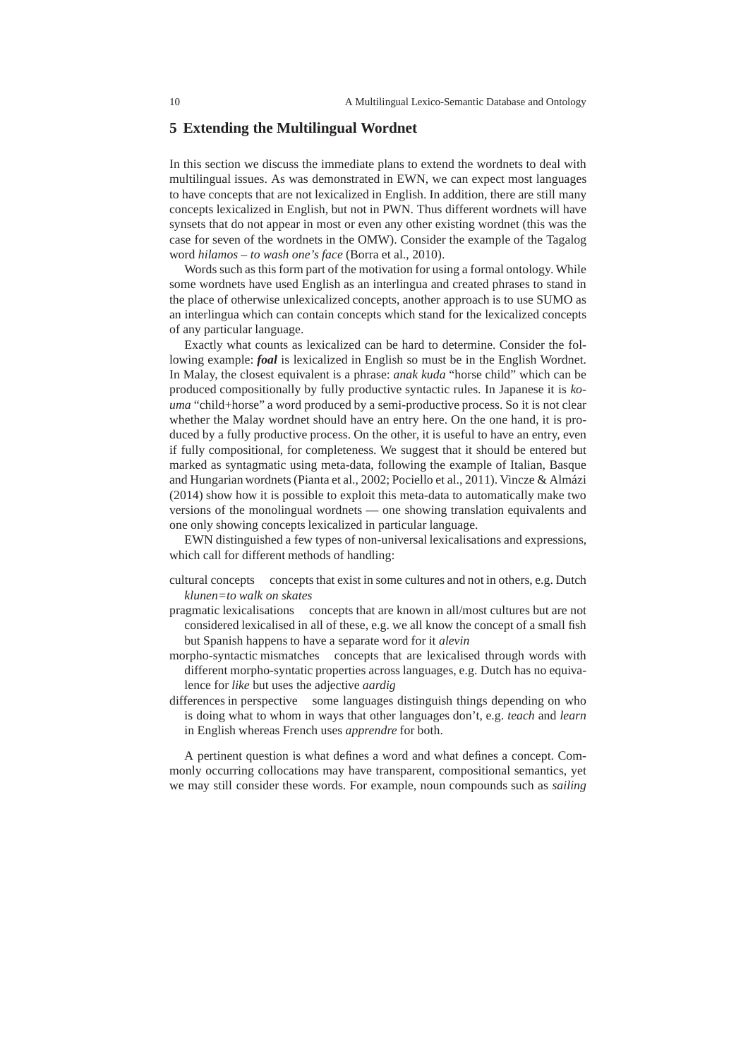## 5 Extending the Multilingual Wordnet

In this section we discuss the immediate plans to extend the wordnets to deal with multilingual issues. As was demonstrated in EWN, we can expect most languages to have concepts that are not lexicalized in English. In addition, there are still many concepts lexicalized in English, but not in PWN. Thus different wordnets will have synsets that do not appear in most or even any other existing wordnet (this was the case for seven of the wordnets in the OMW). Consider the example of the Tagalog word *hilamos – to wash one's face* (Borra et al., 2010).

Words such as this form part of the motivation for using a formal ontology. While some wordnets have used English as an interlingua and created phrases to stand in the place of otherwise unlexicalized concepts, another approach is to use SUMO as an interlingua which can contain concepts which stand for the lexicalized concepts of any particular language.

Exactly what counts as lexicalized can be hard to determine. Consider the following example: ***foal*** is lexicalized in English so must be in the English Wordnet. In Malay, the closest equivalent is a phrase: *anak kuda* "horse child" which can be produced compositionally by fully productive syntactic rules. In Japanese it is *ko-uma* "child+horse" a word produced by a semi-productive process. So it is not clear whether the Malay wordnet should have an entry here. On the one hand, it is produced by a fully productive process. On the other, it is useful to have an entry, even if fully compositional, for completeness. We suggest that it should be entered but marked as syntagmatic using meta-data, following the example of Italian, Basque and Hungarian wordnets (Pianta et al., 2002; Pociello et al., 2011). Vincze & Almázi (2014) show how it is possible to exploit this meta-data to automatically make two versions of the monolingual wordnets — one showing translation equivalents and one only showing concepts lexicalized in particular language.

EWN distinguished a few types of non-universal lexicalisations and expressions, which call for different methods of handling:

cultural concepts concepts that exist in some cultures and not in others, e.g. Dutch *klunen=to walk on skates*

pragmatic lexicalisations concepts that are known in all/most cultures but are not considered lexicalised in all of these, e.g. we all know the concept of a small fish but Spanish happens to have a separate word for it *alevin*

morpho-syntactic mismatches concepts that are lexicalised through words with different morpho-syntatic properties across languages, e.g. Dutch has no equivalence for *like* but uses the adjective *aardig*

differences in perspective some languages distinguish things depending on who is doing what to whom in ways that other languages don't, e.g. *teach* and *learn* in English whereas French uses *apprendre* for both.

A pertinent question is what defines a word and what defines a concept. Commonly occurring collocations may have transparent, compositional semantics, yet we may still consider these words. For example, noun compounds such as *sailing*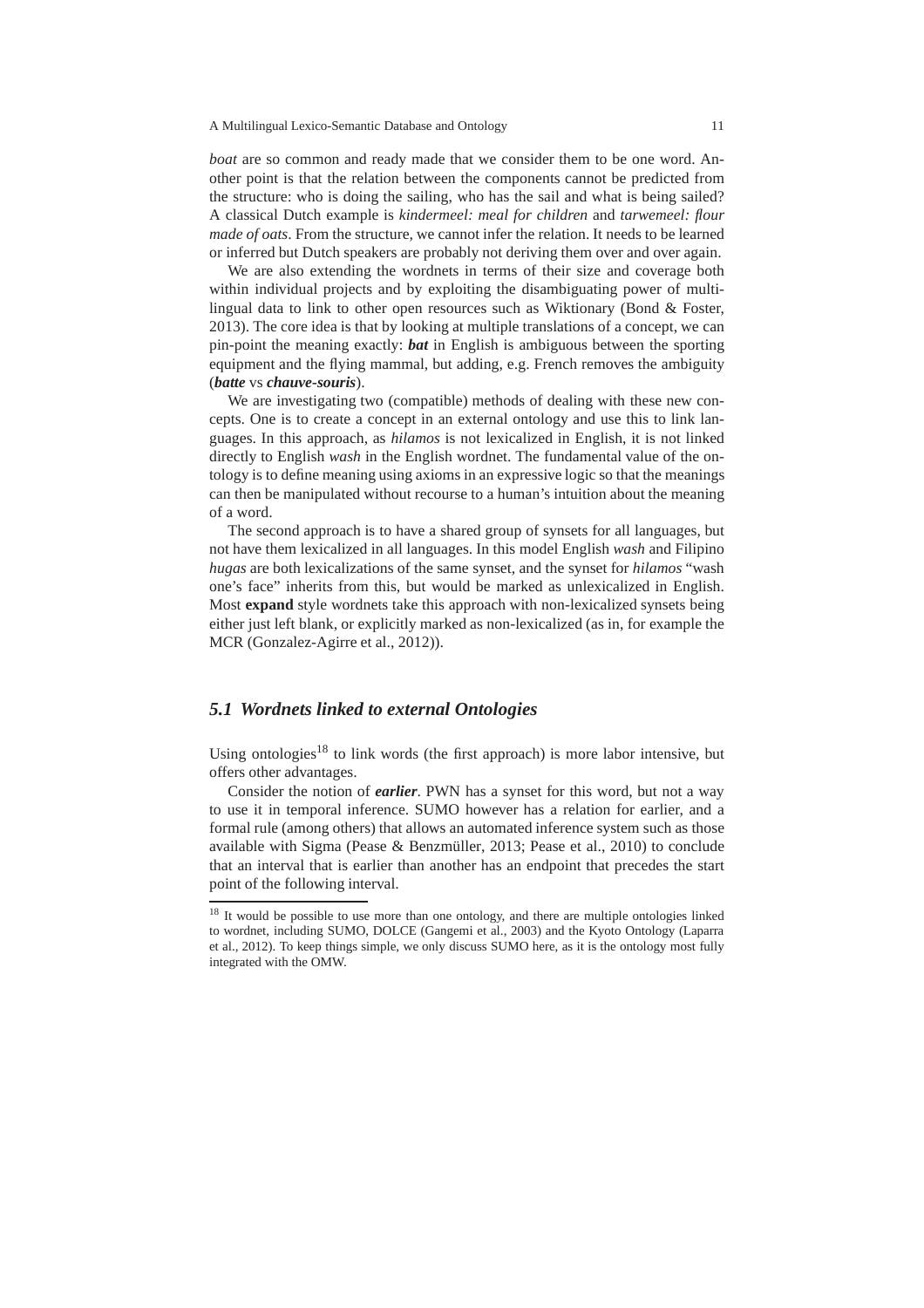*boat* are so common and ready made that we consider them to be one word. Another point is that the relation between the components cannot be predicted from the structure: who is doing the sailing, who has the sail and what is being sailed? A classical Dutch example is *kindermeel: meal for children* and *tarwemeel: flour made of oats*. From the structure, we cannot infer the relation. It needs to be learned or inferred but Dutch speakers are probably not deriving them over and over again.

We are also extending the wordnets in terms of their size and coverage both within individual projects and by exploiting the disambiguating power of multilingual data to link to other open resources such as Wiktionary (Bond & Foster, 2013). The core idea is that by looking at multiple translations of a concept, we can pin-point the meaning exactly: ***bat*** in English is ambiguous between the sporting equipment and the flying mammal, but adding, e.g. French removes the ambiguity (***batte*** vs ***chauve-souris***).

We are investigating two (compatible) methods of dealing with these new concepts. One is to create a concept in an external ontology and use this to link languages. In this approach, as *hilamos* is not lexicalized in English, it is not linked directly to English *wash* in the English wordnet. The fundamental value of the ontology is to define meaning using axioms in an expressive logic so that the meanings can then be manipulated without recourse to a human's intuition about the meaning of a word.

The second approach is to have a shared group of synsets for all languages, but not have them lexicalized in all languages. In this model English *wash* and Filipino *hugas* are both lexicalizations of the same synset, and the synset for *hilamos* "wash one's face" inherits from this, but would be marked as unlexicalized in English. Most **expand** style wordnets take this approach with non-lexicalized synsets being either just left blank, or explicitly marked as non-lexicalized (as in, for example the MCR (Gonzalez-Agirre et al., 2012)).

### *5.1 Wordnets linked to external Ontologies*

Using ontologies[18] to link words (the first approach) is more labor intensive, but offers other advantages.

Consider the notion of ***earlier***. PWN has a synset for this word, but not a way to use it in temporal inference. SUMO however has a relation for earlier, and a formal rule (among others) that allows an automated inference system such as those available with Sigma (Pease & Benzmüller, 2013; Pease et al., 2010) to conclude that an interval that is earlier than another has an endpoint that precedes the start point of the following interval.

[18] It would be possible to use more than one ontology, and there are multiple ontologies linked to wordnet, including SUMO, DOLCE (Gangemi et al., 2003) and the Kyoto Ontology (Laparra et al., 2012). To keep things simple, we only discuss SUMO here, as it is the ontology most fully integrated with the OMW.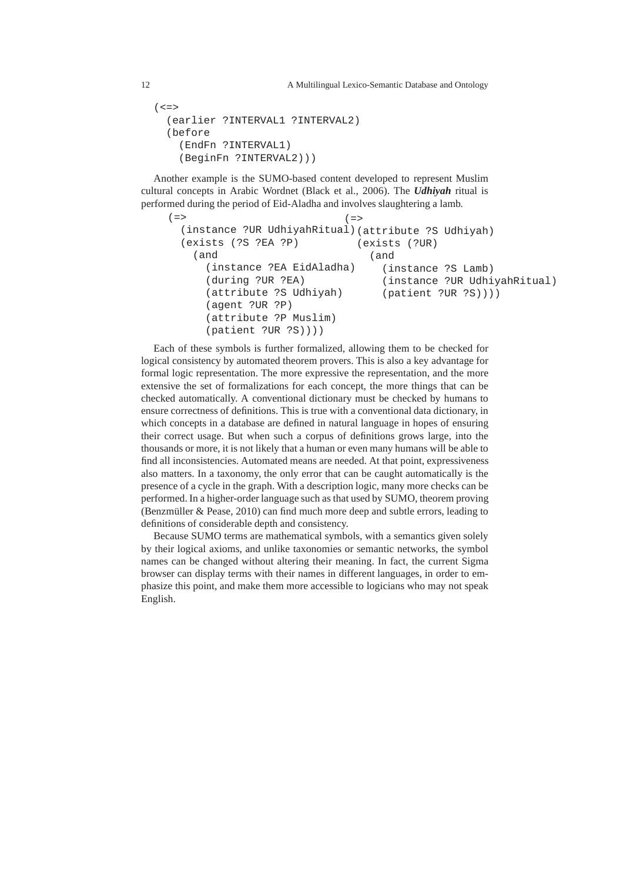```
(<=>
  (earlier ?INTERVAL1 ?INTERVAL2)
  (before
    (EndFn ?INTERVAL1)
    (BeginFn ?INTERVAL2)))
```

Another example is the SUMO-based content developed to represent Muslim cultural concepts in Arabic Wordnet (Black et al., 2006). The ***Udhiyah*** ritual is performed during the period of Eid-Aladha and involves slaughtering a lamb.

```
(=>
  (instance ?UR UdhiyahRitual)
  (exists (?S ?EA ?P)
    (and
      (instance ?EA EidAladha)
      (during ?UR ?EA)
      (attribute ?S Udhiyah)
      (agent ?UR ?P)
      (attribute ?P Muslim)
      (patient ?UR ?S))))
```

```
(=>
  (attribute ?S Udhiyah)
  (exists (?UR)
    (and
      (instance ?S Lamb)
      (instance ?UR UdhiyahRitual)
      (patient ?UR ?S))))
```

Each of these symbols is further formalized, allowing them to be checked for logical consistency by automated theorem provers. This is also a key advantage for formal logic representation. The more expressive the representation, and the more extensive the set of formalizations for each concept, the more things that can be checked automatically. A conventional dictionary must be checked by humans to ensure correctness of definitions. This is true with a conventional data dictionary, in which concepts in a database are defined in natural language in hopes of ensuring their correct usage. But when such a corpus of definitions grows large, into the thousands or more, it is not likely that a human or even many humans will be able to find all inconsistencies. Automated means are needed. At that point, expressiveness also matters. In a taxonomy, the only error that can be caught automatically is the presence of a cycle in the graph. With a description logic, many more checks can be performed. In a higher-order language such as that used by SUMO, theorem proving (Benzmüller & Pease, 2010) can find much more deep and subtle errors, leading to definitions of considerable depth and consistency.

Because SUMO terms are mathematical symbols, with a semantics given solely by their logical axioms, and unlike taxonomies or semantic networks, the symbol names can be changed without altering their meaning. In fact, the current Sigma browser can display terms with their names in different languages, in order to emphasize this point, and make them more accessible to logicians who may not speak English.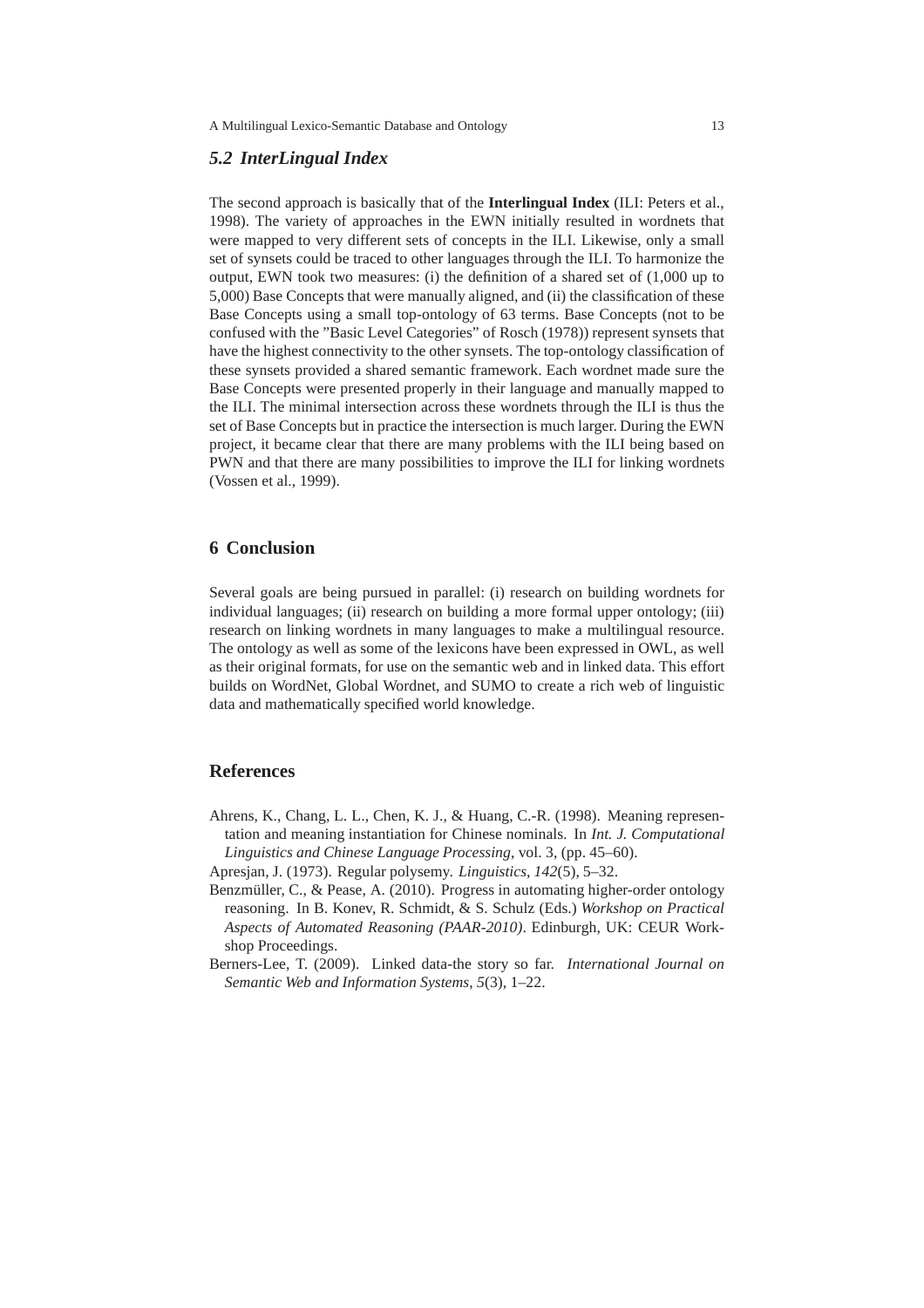### 5.2 InterLingual Index

The second approach is basically that of the **Interlingual Index** (ILI: Peters et al., 1998). The variety of approaches in the EWN initially resulted in wordnets that were mapped to very different sets of concepts in the ILI. Likewise, only a small set of synsets could be traced to other languages through the ILI. To harmonize the output, EWN took two measures: (i) the definition of a shared set of (1,000 up to 5,000) Base Concepts that were manually aligned, and (ii) the classification of these Base Concepts using a small top-ontology of 63 terms. Base Concepts (not to be confused with the "Basic Level Categories" of Rosch (1978)) represent synsets that have the highest connectivity to the other synsets. The top-ontology classification of these synsets provided a shared semantic framework. Each wordnet made sure the Base Concepts were presented properly in their language and manually mapped to the ILI. The minimal intersection across these wordnets through the ILI is thus the set of Base Concepts but in practice the intersection is much larger. During the EWN project, it became clear that there are many problems with the ILI being based on PWN and that there are many possibilities to improve the ILI for linking wordnets (Vossen et al., 1999).

## 6 Conclusion

Several goals are being pursued in parallel: (i) research on building wordnets for individual languages; (ii) research on building a more formal upper ontology; (iii) research on linking wordnets in many languages to make a multilingual resource. The ontology as well as some of the lexicons have been expressed in OWL, as well as their original formats, for use on the semantic web and in linked data. This effort builds on WordNet, Global Wordnet, and SUMO to create a rich web of linguistic data and mathematically specified world knowledge.

## References

Ahrens, K., Chang, L. L., Chen, K. J., & Huang, C.-R. (1998). Meaning representation and meaning instantiation for Chinese nominals. In *Int. J. Computational Linguistics and Chinese Language Processing*, vol. 3, (pp. 45–60).

Apresjan, J. (1973). Regular polysemy. *Linguistics*, *142*(5), 5–32.

Benzmüller, C., & Pease, A. (2010). Progress in automating higher-order ontology reasoning. In B. Konev, R. Schmidt, & S. Schulz (Eds.) *Workshop on Practical Aspects of Automated Reasoning (PAAR-2010)*. Edinburgh, UK: CEUR Workshop Proceedings.

Berners-Lee, T. (2009). Linked data-the story so far. *International Journal on Semantic Web and Information Systems*, *5*(3), 1–22.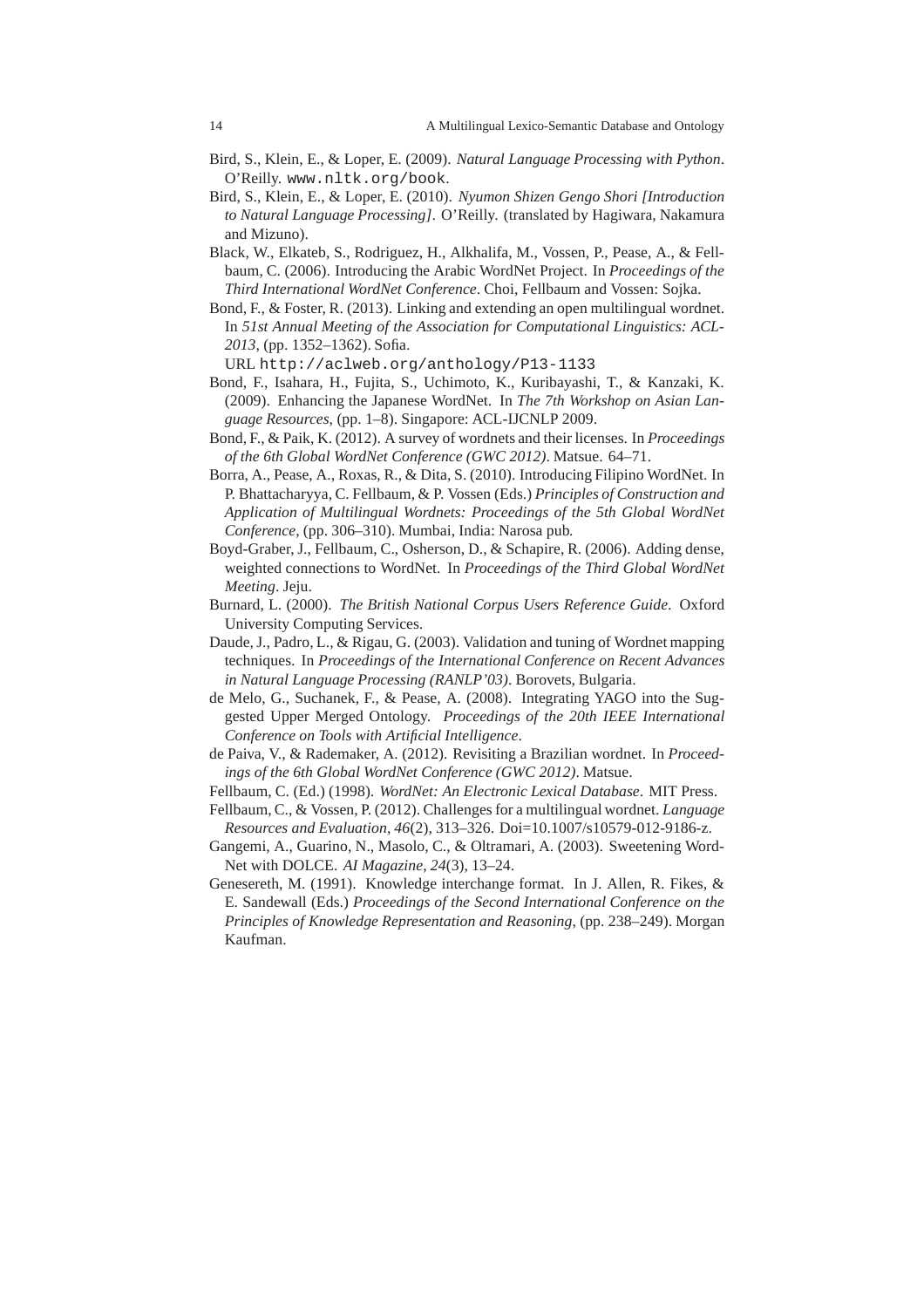Bird, S., Klein, E., & Loper, E. (2009). *Natural Language Processing with Python*. O'Reilly. `www.nltk.org/book`.

Bird, S., Klein, E., & Loper, E. (2010). *Nyumon Shizen Gengo Shori [Introduction to Natural Language Processing]*. O'Reilly. (translated by Hagiwara, Nakamura and Mizuno).

Black, W., Elkateb, S., Rodriguez, H., Alkhalifa, M., Vossen, P., Pease, A., & Fellbaum, C. (2006). Introducing the Arabic WordNet Project. In *Proceedings of the Third International WordNet Conference*. Choi, Fellbaum and Vossen: Sojka.

Bond, F., & Foster, R. (2013). Linking and extending an open multilingual wordnet. In *51st Annual Meeting of the Association for Computational Linguistics: ACL-2013*, (pp. 1352–1362). Sofia.
URL `http://aclweb.org/anthology/P13-1133`

Bond, F., Isahara, H., Fujita, S., Uchimoto, K., Kuribayashi, T., & Kanzaki, K. (2009). Enhancing the Japanese WordNet. In *The 7th Workshop on Asian Language Resources*, (pp. 1–8). Singapore: ACL-IJCNLP 2009.

Bond, F., & Paik, K. (2012). A survey of wordnets and their licenses. In *Proceedings of the 6th Global WordNet Conference (GWC 2012)*. Matsue. 64–71.

Borra, A., Pease, A., Roxas, R., & Dita, S. (2010). Introducing Filipino WordNet. In P. Bhattacharyya, C. Fellbaum, & P. Vossen (Eds.) *Principles of Construction and Application of Multilingual Wordnets: Proceedings of the 5th Global WordNet Conference*, (pp. 306–310). Mumbai, India: Narosa pub.

Boyd-Graber, J., Fellbaum, C., Osherson, D., & Schapire, R. (2006). Adding dense, weighted connections to WordNet. In *Proceedings of the Third Global WordNet Meeting*. Jeju.

Burnard, L. (2000). *The British National Corpus Users Reference Guide*. Oxford University Computing Services.

Daude, J., Padro, L., & Rigau, G. (2003). Validation and tuning of Wordnet mapping techniques. In *Proceedings of the International Conference on Recent Advances in Natural Language Processing (RANLP'03)*. Borovets, Bulgaria.

de Melo, G., Suchanek, F., & Pease, A. (2008). Integrating YAGO into the Suggested Upper Merged Ontology. *Proceedings of the 20th IEEE International Conference on Tools with Artificial Intelligence*.

de Paiva, V., & Rademaker, A. (2012). Revisiting a Brazilian wordnet. In *Proceedings of the 6th Global WordNet Conference (GWC 2012)*. Matsue.

Fellbaum, C. (Ed.) (1998). *WordNet: An Electronic Lexical Database*. MIT Press.

Fellbaum, C., & Vossen, P. (2012). Challenges for a multilingual wordnet. *Language Resources and Evaluation*, *46*(2), 313–326. Doi=10.1007/s10579-012-9186-z.

Gangemi, A., Guarino, N., Masolo, C., & Oltramari, A. (2003). Sweetening WordNet with DOLCE. *AI Magazine*, *24*(3), 13–24.

Genesereth, M. (1991). Knowledge interchange format. In J. Allen, R. Fikes, & E. Sandewall (Eds.) *Proceedings of the Second International Conference on the Principles of Knowledge Representation and Reasoning*, (pp. 238–249). Morgan Kaufman.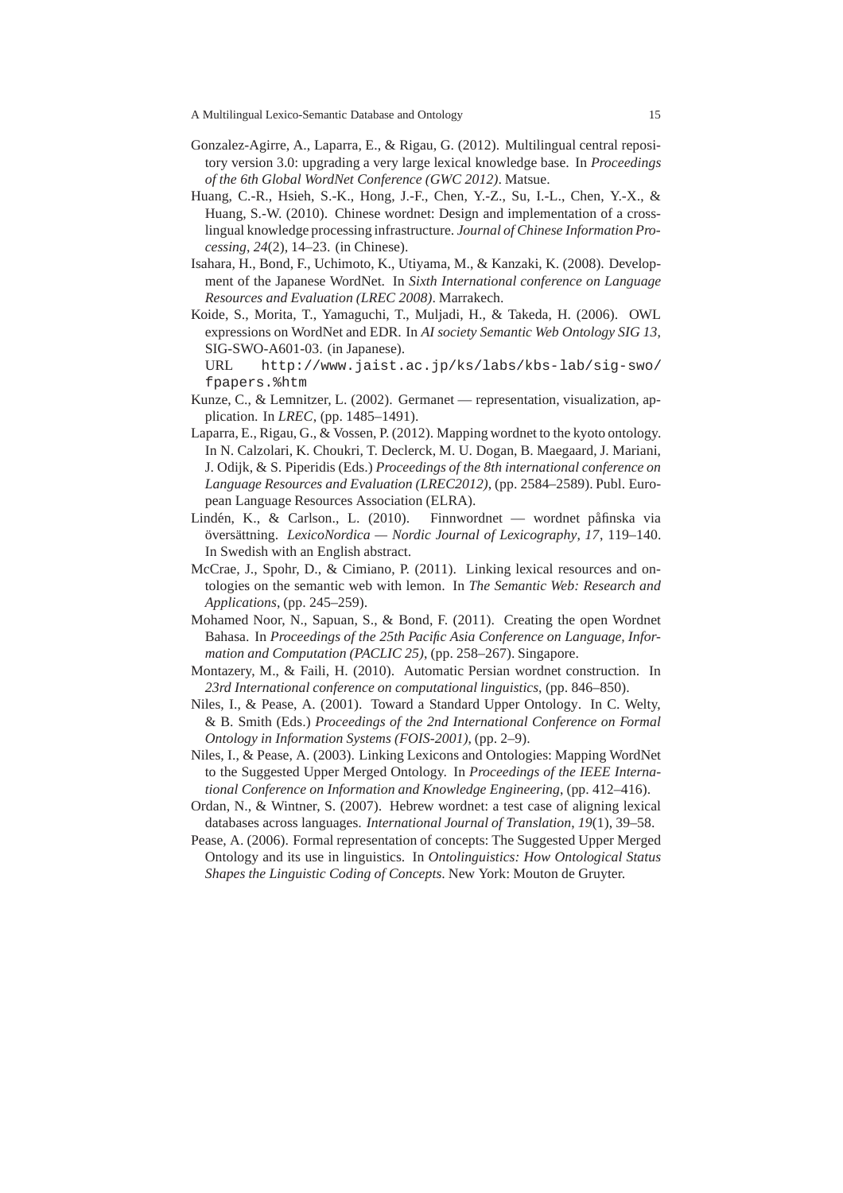Gonzalez-Agirre, A., Laparra, E., & Rigau, G. (2012). Multilingual central repository version 3.0: upgrading a very large lexical knowledge base. In *Proceedings of the 6th Global WordNet Conference (GWC 2012)*. Matsue.

Huang, C.-R., Hsieh, S.-K., Hong, J.-F., Chen, Y.-Z., Su, I.-L., Chen, Y.-X., & Huang, S.-W. (2010). Chinese wordnet: Design and implementation of a cross-lingual knowledge processing infrastructure. *Journal of Chinese Information Processing*, *24*(2), 14–23. (in Chinese).

Isahara, H., Bond, F., Uchimoto, K., Utiyama, M., & Kanzaki, K. (2008). Development of the Japanese WordNet. In *Sixth International conference on Language Resources and Evaluation (LREC 2008)*. Marrakech.

Koide, S., Morita, T., Yamaguchi, T., Muljadi, H., & Takeda, H. (2006). OWL expressions on WordNet and EDR. In *AI society Semantic Web Ontology SIG 13*, SIG-SWO-A601-03. (in Japanese).
URL `http://www.jaist.ac.jp/ks/labs/kbs-lab/sig-swo/fpapers.%htm`

Kunze, C., & Lemnitzer, L. (2002). Germanet — representation, visualization, application. In *LREC*, (pp. 1485–1491).

Laparra, E., Rigau, G., & Vossen, P. (2012). Mapping wordnet to the kyoto ontology. In N. Calzolari, K. Choukri, T. Declerck, M. U. Dogan, B. Maegaard, J. Mariani, J. Odijk, & S. Piperidis (Eds.) *Proceedings of the 8th international conference on Language Resources and Evaluation (LREC2012)*, (pp. 2584–2589). Publ. European Language Resources Association (ELRA).

Lindén, K., & Carlson., L. (2010). Finnwordnet — wordnet påfinska via översättning. *LexicoNordica — Nordic Journal of Lexicography*, *17*, 119–140. In Swedish with an English abstract.

McCrae, J., Spohr, D., & Cimiano, P. (2011). Linking lexical resources and ontologies on the semantic web with lemon. In *The Semantic Web: Research and Applications*, (pp. 245–259).

Mohamed Noor, N., Sapuan, S., & Bond, F. (2011). Creating the open Wordnet Bahasa. In *Proceedings of the 25th Pacific Asia Conference on Language, Information and Computation (PACLIC 25)*, (pp. 258–267). Singapore.

Montazery, M., & Faili, H. (2010). Automatic Persian wordnet construction. In *23rd International conference on computational linguistics*, (pp. 846–850).

Niles, I., & Pease, A. (2001). Toward a Standard Upper Ontology. In C. Welty, & B. Smith (Eds.) *Proceedings of the 2nd International Conference on Formal Ontology in Information Systems (FOIS-2001)*, (pp. 2–9).

Niles, I., & Pease, A. (2003). Linking Lexicons and Ontologies: Mapping WordNet to the Suggested Upper Merged Ontology. In *Proceedings of the IEEE International Conference on Information and Knowledge Engineering*, (pp. 412–416).

Ordan, N., & Wintner, S. (2007). Hebrew wordnet: a test case of aligning lexical databases across languages. *International Journal of Translation*, *19*(1), 39–58.

Pease, A. (2006). Formal representation of concepts: The Suggested Upper Merged Ontology and its use in linguistics. In *Ontolinguistics: How Ontological Status Shapes the Linguistic Coding of Concepts*. New York: Mouton de Gruyter.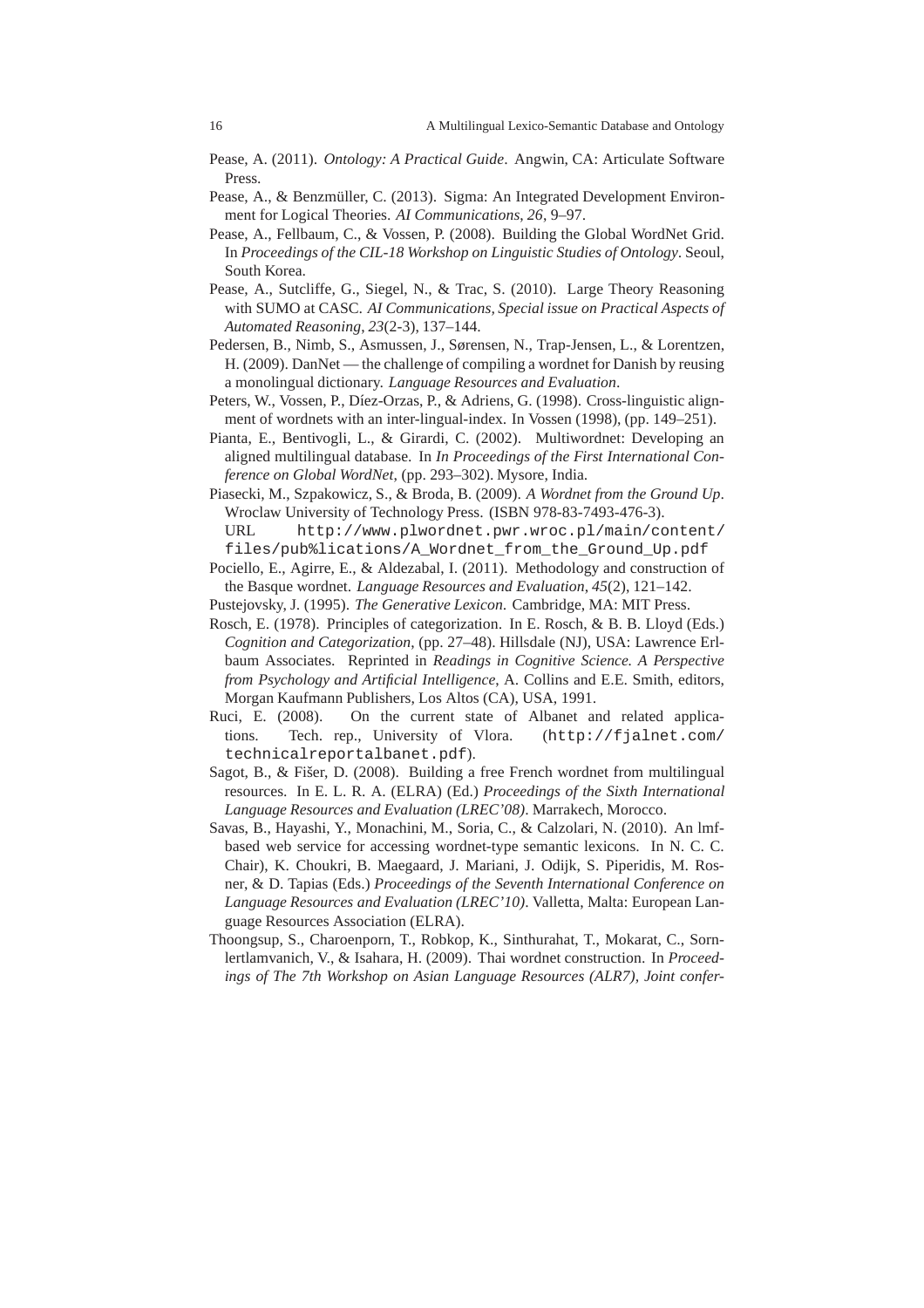Pease, A. (2011). *Ontology: A Practical Guide*. Angwin, CA: Articulate Software Press.

Pease, A., & Benzmüller, C. (2013). Sigma: An Integrated Development Environment for Logical Theories. *AI Communications*, *26*, 9–97.

Pease, A., Fellbaum, C., & Vossen, P. (2008). Building the Global WordNet Grid. In *Proceedings of the CIL-18 Workshop on Linguistic Studies of Ontology*. Seoul, South Korea.

Pease, A., Sutcliffe, G., Siegel, N., & Trac, S. (2010). Large Theory Reasoning with SUMO at CASC. *AI Communications, Special issue on Practical Aspects of Automated Reasoning*, *23*(2-3), 137–144.

Pedersen, B., Nimb, S., Asmussen, J., Sørensen, N., Trap-Jensen, L., & Lorentzen, H. (2009). DanNet — the challenge of compiling a wordnet for Danish by reusing a monolingual dictionary. *Language Resources and Evaluation*.

Peters, W., Vossen, P., Díez-Orzas, P., & Adriens, G. (1998). Cross-linguistic alignment of wordnets with an inter-lingual-index. In Vossen (1998), (pp. 149–251).

Pianta, E., Bentivogli, L., & Girardi, C. (2002). Multiwordnet: Developing an aligned multilingual database. In *In Proceedings of the First International Conference on Global WordNet*, (pp. 293–302). Mysore, India.

Piasecki, M., Szpakowicz, S., & Broda, B. (2009). *A Wordnet from the Ground Up*. Wroclaw University of Technology Press. (ISBN 978-83-7493-476-3). URL `http://www.plwordnet.pwr.wroc.pl/main/content/files/pub%lications/A_Wordnet_from_the_Ground_Up.pdf`

Pociello, E., Agirre, E., & Aldezabal, I. (2011). Methodology and construction of the Basque wordnet. *Language Resources and Evaluation*, *45*(2), 121–142.

Pustejovsky, J. (1995). *The Generative Lexicon*. Cambridge, MA: MIT Press.

Rosch, E. (1978). Principles of categorization. In E. Rosch, & B. B. Lloyd (Eds.) *Cognition and Categorization*, (pp. 27–48). Hillsdale (NJ), USA: Lawrence Erlbaum Associates. Reprinted in *Readings in Cognitive Science. A Perspective from Psychology and Artificial Intelligence*, A. Collins and E.E. Smith, editors, Morgan Kaufmann Publishers, Los Altos (CA), USA, 1991.

Ruci, E. (2008). On the current state of Albanet and related applications. Tech. rep., University of Vlora. (`http://fjalnet.com/technicalreportalbanet.pdf`).

Sagot, B., & Fišer, D. (2008). Building a free French wordnet from multilingual resources. In E. L. R. A. (ELRA) (Ed.) *Proceedings of the Sixth International Language Resources and Evaluation (LREC'08)*. Marrakech, Morocco.

Savas, B., Hayashi, Y., Monachini, M., Soria, C., & Calzolari, N. (2010). An lmf-based web service for accessing wordnet-type semantic lexicons. In N. C. C. Chair), K. Choukri, B. Maegaard, J. Mariani, J. Odijk, S. Piperidis, M. Rosner, & D. Tapias (Eds.) *Proceedings of the Seventh International Conference on Language Resources and Evaluation (LREC'10)*. Valletta, Malta: European Language Resources Association (ELRA).

Thoongsup, S., Charoenporn, T., Robkop, K., Sinthurahat, T., Mokarat, C., Sornlertlamvanich, V., & Isahara, H. (2009). Thai wordnet construction. In *Proceedings of The 7th Workshop on Asian Language Resources (ALR7), Joint confer-*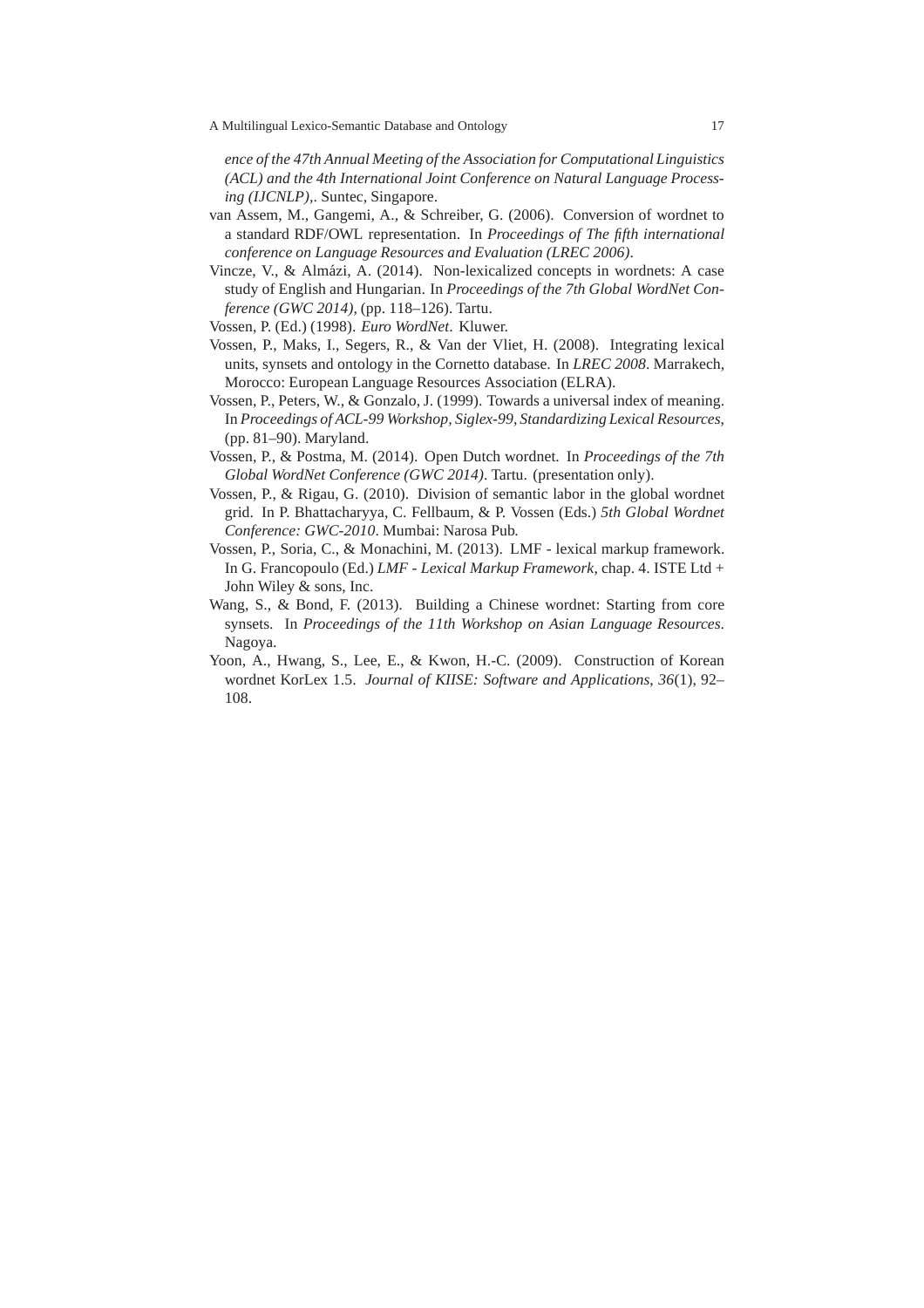*ence of the 47th Annual Meeting of the Association for Computational Linguistics (ACL) and the 4th International Joint Conference on Natural Language Processing (IJCNLP),*. Suntec, Singapore.

van Assem, M., Gangemi, A., & Schreiber, G. (2006). Conversion of wordnet to a standard RDF/OWL representation. In *Proceedings of The fifth international conference on Language Resources and Evaluation (LREC 2006)*.

Vincze, V., & Almázi, A. (2014). Non-lexicalized concepts in wordnets: A case study of English and Hungarian. In *Proceedings of the 7th Global WordNet Conference (GWC 2014)*, (pp. 118–126). Tartu.

Vossen, P. (Ed.) (1998). *Euro WordNet*. Kluwer.

Vossen, P., Maks, I., Segers, R., & Van der Vliet, H. (2008). Integrating lexical units, synsets and ontology in the Cornetto database. In *LREC 2008*. Marrakech, Morocco: European Language Resources Association (ELRA).

Vossen, P., Peters, W., & Gonzalo, J. (1999). Towards a universal index of meaning. In *Proceedings of ACL-99 Workshop, Siglex-99, Standardizing Lexical Resources*, (pp. 81–90). Maryland.

Vossen, P., & Postma, M. (2014). Open Dutch wordnet. In *Proceedings of the 7th Global WordNet Conference (GWC 2014)*. Tartu. (presentation only).

Vossen, P., & Rigau, G. (2010). Division of semantic labor in the global wordnet grid. In P. Bhattacharyya, C. Fellbaum, & P. Vossen (Eds.) *5th Global Wordnet Conference: GWC-2010*. Mumbai: Narosa Pub.

Vossen, P., Soria, C., & Monachini, M. (2013). LMF - lexical markup framework. In G. Francopoulo (Ed.) *LMF - Lexical Markup Framework*, chap. 4. ISTE Ltd + John Wiley & sons, Inc.

Wang, S., & Bond, F. (2013). Building a Chinese wordnet: Starting from core synsets. In *Proceedings of the 11th Workshop on Asian Language Resources*. Nagoya.

Yoon, A., Hwang, S., Lee, E., & Kwon, H.-C. (2009). Construction of Korean wordnet KorLex 1.5. *Journal of KIISE: Software and Applications*, *36*(1), 92–108.